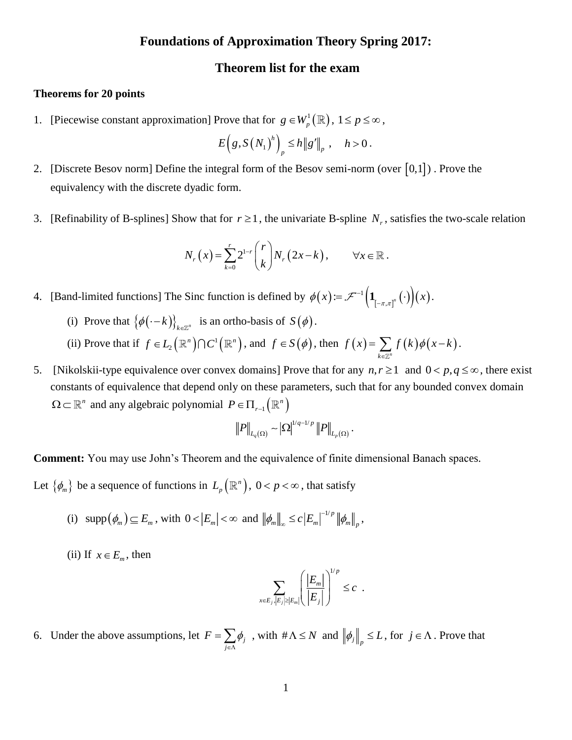# Foundations of Approximation Theory Spring 2017:

## Theorem list for the exam

**Theorems for 20 points**

1. [Piecewise constant approximation] Prove that for $g \in W_p^1(\mathbb{R})$, $1 \le p \le \infty$,

$$E\left(g, S(N_1)^h\right)_p \le h\|g'\|_p, \quad h > 0.$$

2. [Discrete Besov norm] Define the integral form of the Besov semi-norm (over $[0,1]$). Prove the equivalency with the discrete dyadic form.

3. [Refinability of B-splines] Show that for $r \ge 1$, the univariate B-spline $N_r$, satisfies the two-scale relation

$$N_r(x) = \sum_{k=0}^{r} 2^{1-r} \binom{r}{k} N_r(2x - k), \qquad \forall x \in \mathbb{R}.$$

4. [Band-limited functions] The Sinc function is defined by $\phi(x) := \mathcal{F}^{-1}\left(\mathbf{1}_{[-\pi,\pi]^n}(\cdot)\right)(x)$.

   (i) Prove that $\{\phi(\cdot - k)\}_{k \in \mathbb{Z}^n}$ is an ortho-basis of $S(\phi)$.

   (ii) Prove that if $f \in L_2(\mathbb{R}^n) \cap C^1(\mathbb{R}^n)$, and $f \in S(\phi)$, then $f(x) = \sum_{k \in \mathbb{Z}^n} f(k)\phi(x - k)$.

5. [Nikolskii-type equivalence over convex domains] Prove that for any $n, r \ge 1$ and $0 < p, q \le \infty$, there exist constants of equivalence that depend only on these parameters, such that for any bounded convex domain $\Omega \subset \mathbb{R}^n$ and any algebraic polynomial $P \in \Pi_{r-1}(\mathbb{R}^n)$

$$\|P\|_{L_q(\Omega)} \sim |\Omega|^{1/q - 1/p} \|P\|_{L_p(\Omega)}.$$

**Comment:** You may use John's Theorem and the equivalence of finite dimensional Banach spaces.

Let $\{\phi_m\}$ be a sequence of functions in $L_p(\mathbb{R}^n)$, $0 < p < \infty$, that satisfy

(i) $\operatorname{supp}(\phi_m) \subseteq E_m$, with $0 < |E_m| < \infty$ and $\|\phi_m\|_\infty \le c|E_m|^{-1/p}\|\phi_m\|_p$,

(ii) If $x \in E_m$, then

$$\sum_{x \in E_j, |E_j| \ge |E_m|} \left(\frac{|E_m|}{|E_j|}\right)^{1/p} \le c .$$

6. Under the above assumptions, let $F = \sum_{j \in \Lambda} \phi_j$ , with $\#\Lambda \le N$ and $\|\phi_j\|_p \le L$, for $j \in \Lambda$. Prove that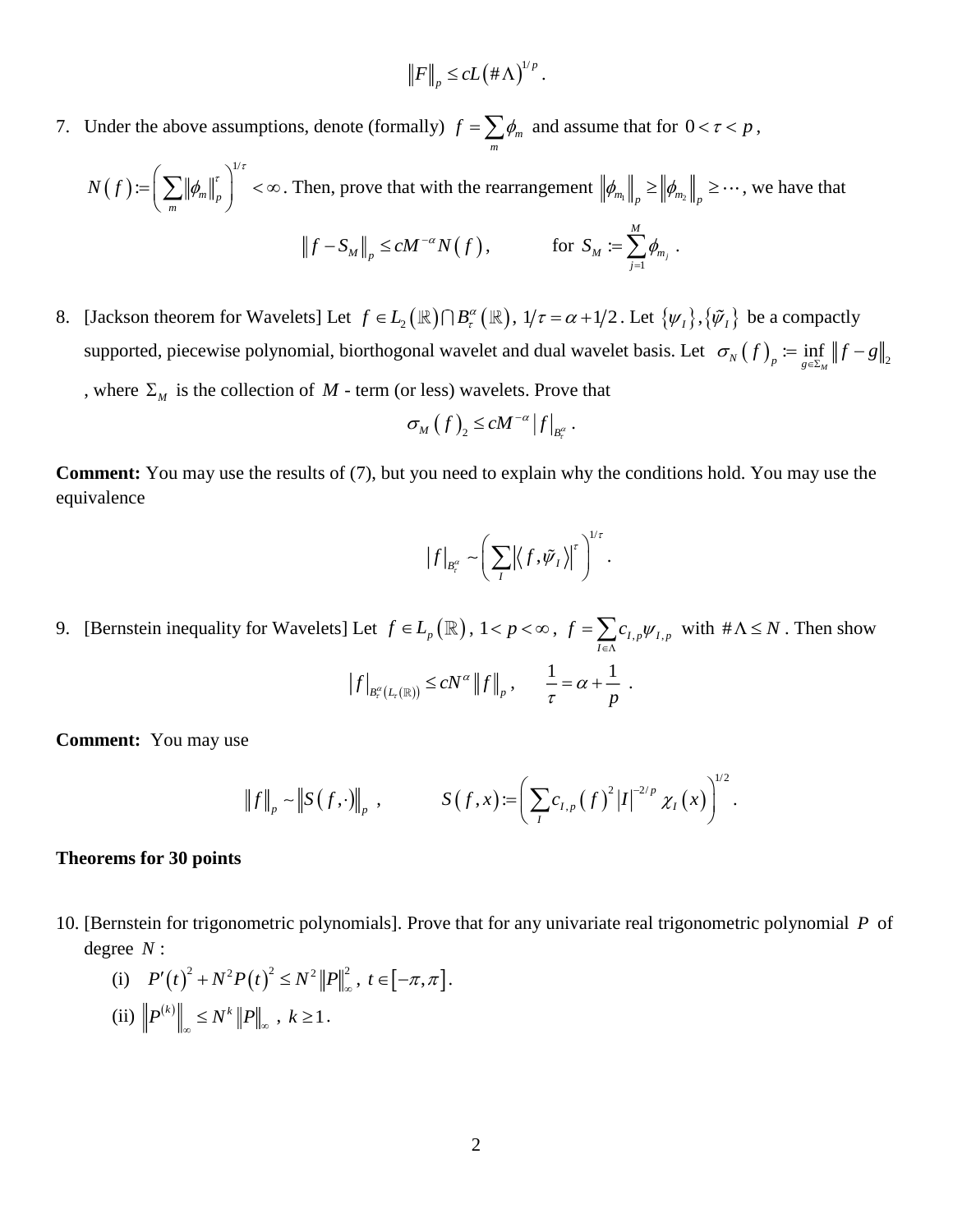$$\|F\|_p \le cL(\#\Lambda)^{1/p}.$$

7. Under the above assumptions, denote (formally) $f = \sum_m \phi_m$ and assume that for $0 < \tau < p$,

   $N(f) := \left( \sum_m \|\phi_m\|_p^\tau \right)^{1/\tau} < \infty$. Then, prove that with the rearrangement $\|\phi_{m_1}\|_p \ge \|\phi_{m_2}\|_p \ge \cdots$, we have that

   $$\|f - S_M\|_p \le cM^{-\alpha} N(f), \qquad \text{for } S_M := \sum_{j=1}^M \phi_{m_j}.$$

8. [Jackson theorem for Wavelets] Let $f \in L_2(\mathbb{R}) \cap B_\tau^\alpha(\mathbb{R})$, $1/\tau = \alpha + 1/2$. Let $\{\psi_I\}, \{\tilde{\psi}_I\}$ be a compactly supported, piecewise polynomial, biorthogonal wavelet and dual wavelet basis. Let $\sigma_N(f)_p := \inf_{g \in \Sigma_M} \|f - g\|_2$, where $\Sigma_M$ is the collection of $M$ - term (or less) wavelets. Prove that

   $$\sigma_M(f)_2 \le cM^{-\alpha} |f|_{B_\tau^\alpha}.$$

**Comment:** You may use the results of (7), but you need to explain why the conditions hold. You may use the equivalence

$$|f|_{B_\tau^\alpha} \sim \left( \sum_I |\langle f, \tilde{\psi}_I \rangle|^\tau \right)^{1/\tau}.$$

9. [Bernstein inequality for Wavelets] Let $f \in L_p(\mathbb{R})$, $1 < p < \infty$, $f = \sum_{I \in \Lambda} c_{I,p} \psi_{I,p}$ with $\#\Lambda \le N$. Then show

   $$|f|_{B_\tau^\alpha(L_\tau(\mathbb{R}))} \le cN^\alpha \|f\|_p, \qquad \frac{1}{\tau} = \alpha + \frac{1}{p}.$$

**Comment:** You may use

$$\|f\|_p \sim \|S(f,\cdot)\|_p, \qquad S(f,x) := \left( \sum_I c_{I,p}(f)^2 |I|^{-2/p} \chi_I(x) \right)^{1/2}.$$

### Theorems for 30 points

10. [Bernstein for trigonometric polynomials]. Prove that for any univariate real trigonometric polynomial $P$ of degree $N$:

    (i) $P'(t)^2 + N^2 P(t)^2 \le N^2 \|P\|_\infty^2$, $t \in [-\pi, \pi]$.

    (ii) $\|P^{(k)}\|_\infty \le N^k \|P\|_\infty$, $k \ge 1$.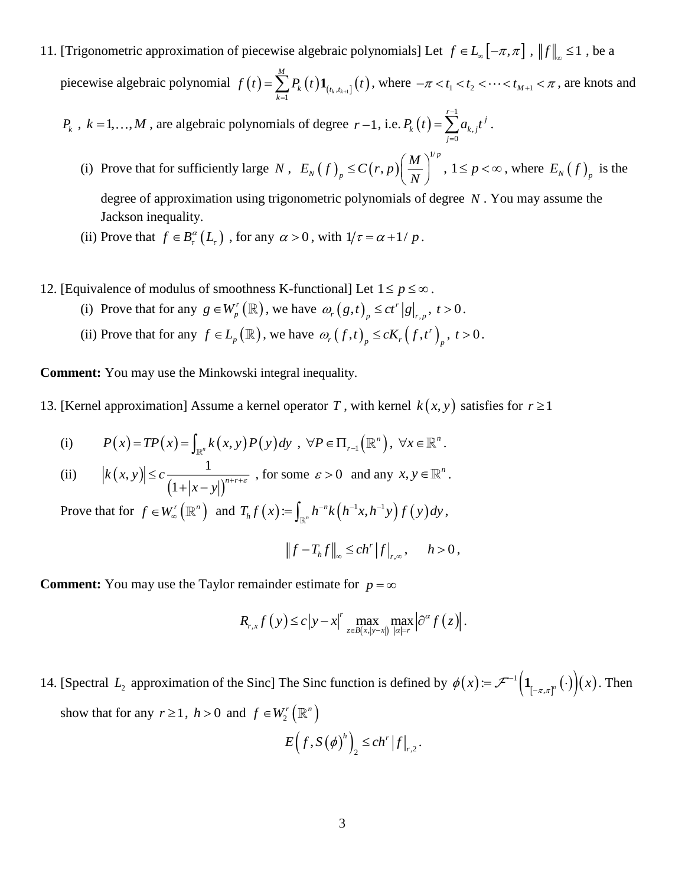11. [Trigonometric approximation of piecewise algebraic polynomials] Let $f \in L_\infty[-\pi,\pi]$, $\|f\|_\infty \le 1$, be a piecewise algebraic polynomial $f(t) = \sum_{k=1}^{M} P_k(t)\mathbf{1}_{(t_k,t_{k+1}]}(t)$, where $-\pi < t_1 < t_2 < \cdots < t_{M+1} < \pi$, are knots and $P_k$, $k = 1,\ldots,M$, are algebraic polynomials of degree $r-1$, i.e. $P_k(t) = \sum_{j=0}^{r-1} a_{k,j} t^j$.

    (i) Prove that for sufficiently large $N$, $E_N(f)_p \le C(r,p)\left(\frac{M}{N}\right)^{1/p}$, $1 \le p < \infty$, where $E_N(f)_p$ is the degree of approximation using trigonometric polynomials of degree $N$. You may assume the Jackson inequality.

    (ii) Prove that $f \in B_\tau^\alpha(L_\tau)$, for any $\alpha > 0$, with $1/\tau = \alpha + 1/p$.

12. [Equivalence of modulus of smoothness K-functional] Let $1 \le p \le \infty$.

    (i) Prove that for any $g \in W_p^r(\mathbb{R})$, we have $\omega_r(g,t)_p \le ct^r |g|_{r,p}$, $t > 0$.

    (ii) Prove that for any $f \in L_p(\mathbb{R})$, we have $\omega_r(f,t)_p \le cK_r(f,t^r)_p$, $t > 0$.

**Comment:** You may use the Minkowski integral inequality.

13. [Kernel approximation] Assume a kernel operator $T$, with kernel $k(x,y)$ satisfies for $r \ge 1$

    (i) $\quad P(x) = TP(x) = \int_{\mathbb{R}^n} k(x,y)P(y)\,dy$, $\forall P \in \Pi_{r-1}(\mathbb{R}^n)$, $\forall x \in \mathbb{R}^n$.

    (ii) $\quad |k(x,y)| \le c\dfrac{1}{(1+|x-y|)^{n+r+\varepsilon}}$, for some $\varepsilon > 0$ and any $x, y \in \mathbb{R}^n$.

    Prove that for $f \in W_\infty^r(\mathbb{R}^n)$ and $T_h f(x) := \int_{\mathbb{R}^n} h^{-n} k(h^{-1}x, h^{-1}y) f(y)\,dy$,

$$\|f - T_h f\|_\infty \le ch^r |f|_{r,\infty}, \qquad h > 0,$$

**Comment:** You may use the Taylor remainder estimate for $p = \infty$

$$R_{r,x} f(y) \le c|y-x|^r \max_{z \in B(x,|y-x|)} \max_{|\alpha|=r} |\partial^\alpha f(z)|.$$

14. [Spectral $L_2$ approximation of the Sinc] The Sinc function is defined by $\phi(x) := \mathcal{F}^{-1}\left(\mathbf{1}_{[-\pi,\pi]^n}(\cdot)\right)(x)$. Then show that for any $r \ge 1$, $h > 0$ and $f \in W_2^r(\mathbb{R}^n)$

$$E\left(f, S(\phi)^h\right)_2 \le ch^r |f|_{r,2}.$$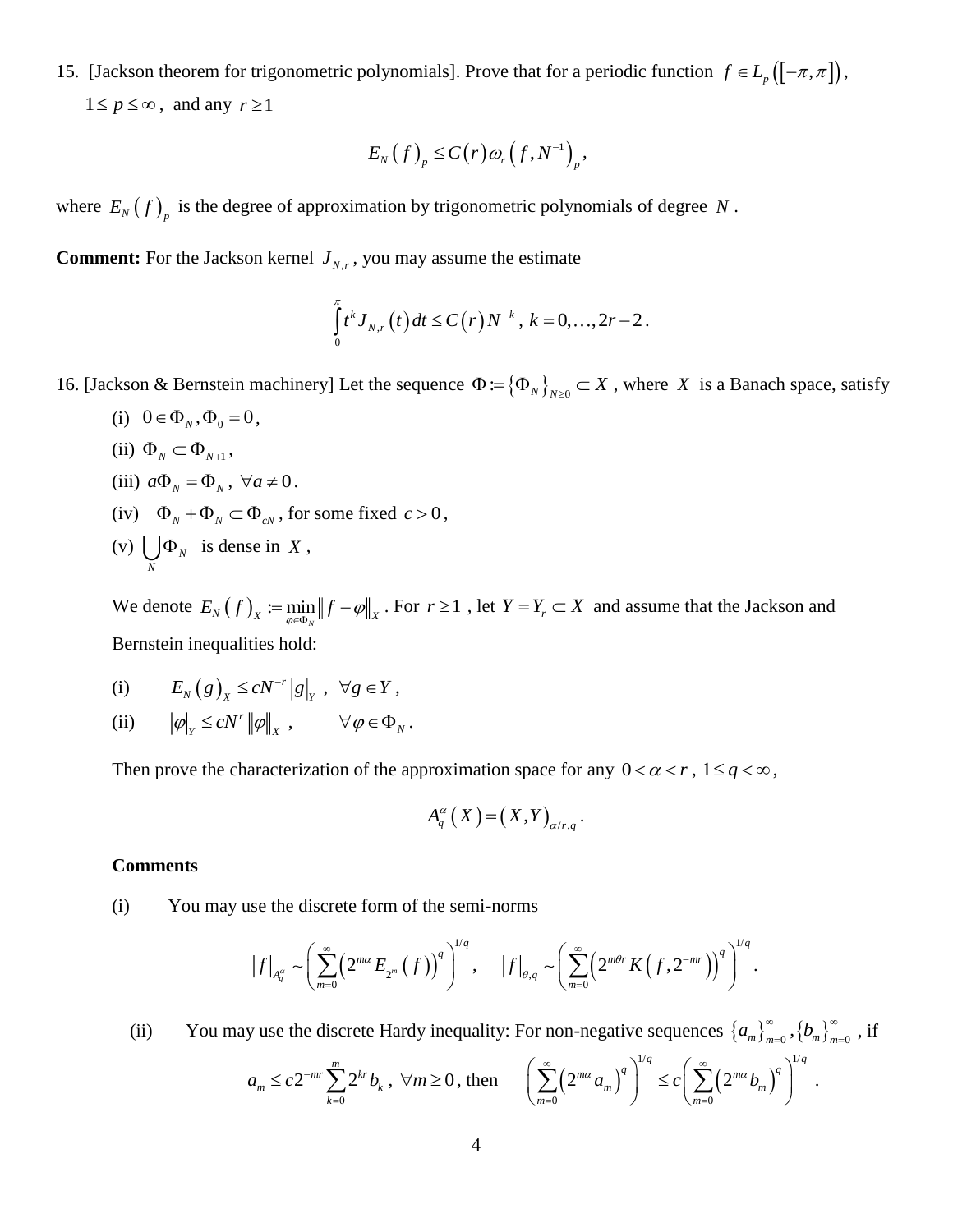15. [Jackson theorem for trigonometric polynomials]. Prove that for a periodic function $f \in L_p([-\pi,\pi])$, $1 \le p \le \infty$, and any $r \ge 1$

$$E_N(f)_p \le C(r)\omega_r(f, N^{-1})_p,$$

where $E_N(f)_p$ is the degree of approximation by trigonometric polynomials of degree $N$.

**Comment:** For the Jackson kernel $J_{N,r}$, you may assume the estimate

$$\int_0^\pi t^k J_{N,r}(t)\,dt \le C(r) N^{-k}, \; k = 0,\ldots,2r-2.$$

16. [Jackson & Bernstein machinery] Let the sequence $\Phi := \{\Phi_N\}_{N\ge 0} \subset X$, where $X$ is a Banach space, satisfy

(i) $0 \in \Phi_N, \Phi_0 = 0$,

(ii) $\Phi_N \subset \Phi_{N+1}$,

(iii) $a\Phi_N = \Phi_N$, $\forall a \ne 0$.

(iv) $\Phi_N + \Phi_N \subset \Phi_{cN}$, for some fixed $c > 0$,

(v) $\bigcup_N \Phi_N$ is dense in $X$,

We denote $E_N(f)_X := \min_{\varphi \in \Phi_N} \|f - \varphi\|_X$. For $r \ge 1$, let $Y = Y_r \subset X$ and assume that the Jackson and Bernstein inequalities hold:

(i) $E_N(g)_X \le cN^{-r}|g|_Y$, $\forall g \in Y$,

(ii) $|\varphi|_Y \le cN^r\|\varphi\|_X$, $\forall \varphi \in \Phi_N$.

Then prove the characterization of the approximation space for any $0 < \alpha < r$, $1 \le q < \infty$,

$$A_q^\alpha(X) = (X,Y)_{\alpha/r,q}.$$

**Comments**

(i) You may use the discrete form of the semi-norms

$$|f|_{A_q^\alpha} \sim \left(\sum_{m=0}^\infty \left(2^{m\alpha}E_{2^m}(f)\right)^q\right)^{1/q}, \quad |f|_{\theta,q} \sim \left(\sum_{m=0}^\infty \left(2^{m\theta r}K(f,2^{-mr})\right)^q\right)^{1/q}.$$

(ii) You may use the discrete Hardy inequality: For non-negative sequences $\{a_m\}_{m=0}^\infty, \{b_m\}_{m=0}^\infty$, if

$$a_m \le c2^{-mr}\sum_{k=0}^m 2^{kr}b_k,\ \forall m \ge 0, \text{ then } \quad \left(\sum_{m=0}^\infty \left(2^{m\alpha}a_m\right)^q\right)^{1/q} \le c\left(\sum_{m=0}^\infty \left(2^{m\alpha}b_m\right)^q\right)^{1/q}.$$